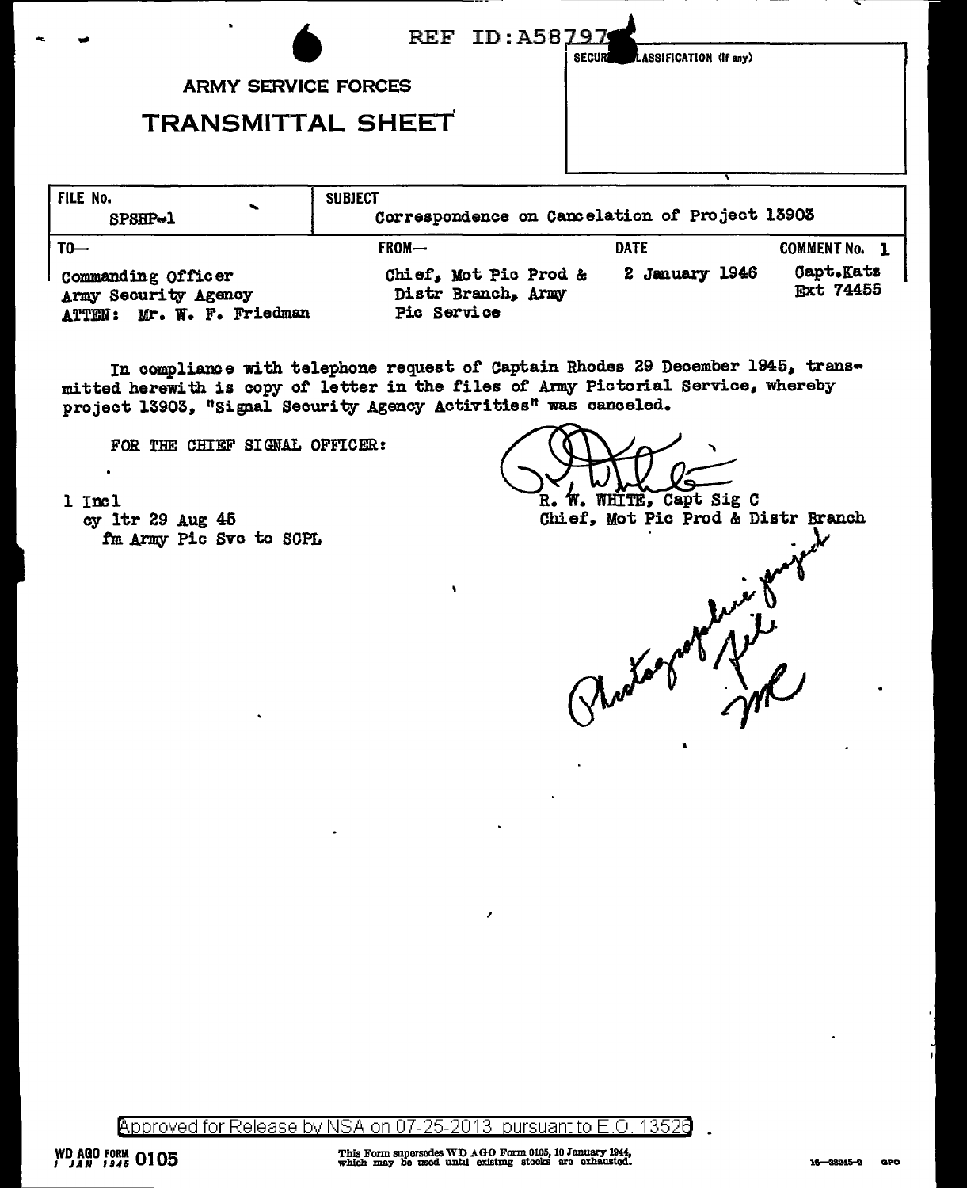REF ID:A58797

ARMY SERVICE FORCES

# TRANSMITTAL SHEET

SECURITY CLASSIFICATION (If any)

| FILE No. | SUBJECT | | |
|---|---|---|---|
| SPSHP-1 | Correspondence on Cancelation of Project 13903 | | |
| TO— | FROM— | DATE | COMMENT NO. 1 |
| Commanding Officer<br>Army Security Agency<br>ATTEN: Mr. W. F. Friedman | Chief, Mot Pic Prod & Distr Branch, Army Pic Service | 2 January 1946 | Capt.Katz<br>Ext 74455 |

In compliance with telephone request of Captain Rhodes 29 December 1945, transmitted herewith is copy of letter in the files of Army Pictorial Service, whereby project 13903, "Signal Security Agency Activities" was canceled.

FOR THE CHIEF SIGNAL OFFICER:

1 Incl
cy ltr 29 Aug 45
fm Army Pic Svc to SCPL

R. W. WHITE, Capt Sig C
Chief, Mot Pic Prod & Distr Branch

Photographic project file
WFF

Approved for Release by NSA on 07-25-2013 pursuant to E.O. 13526

WD AGO FORM 0105
1 JAN 1945

This Form supersedes WD AGO Form 0105, 10 January 1944, which may be used until existing stocks are exhausted.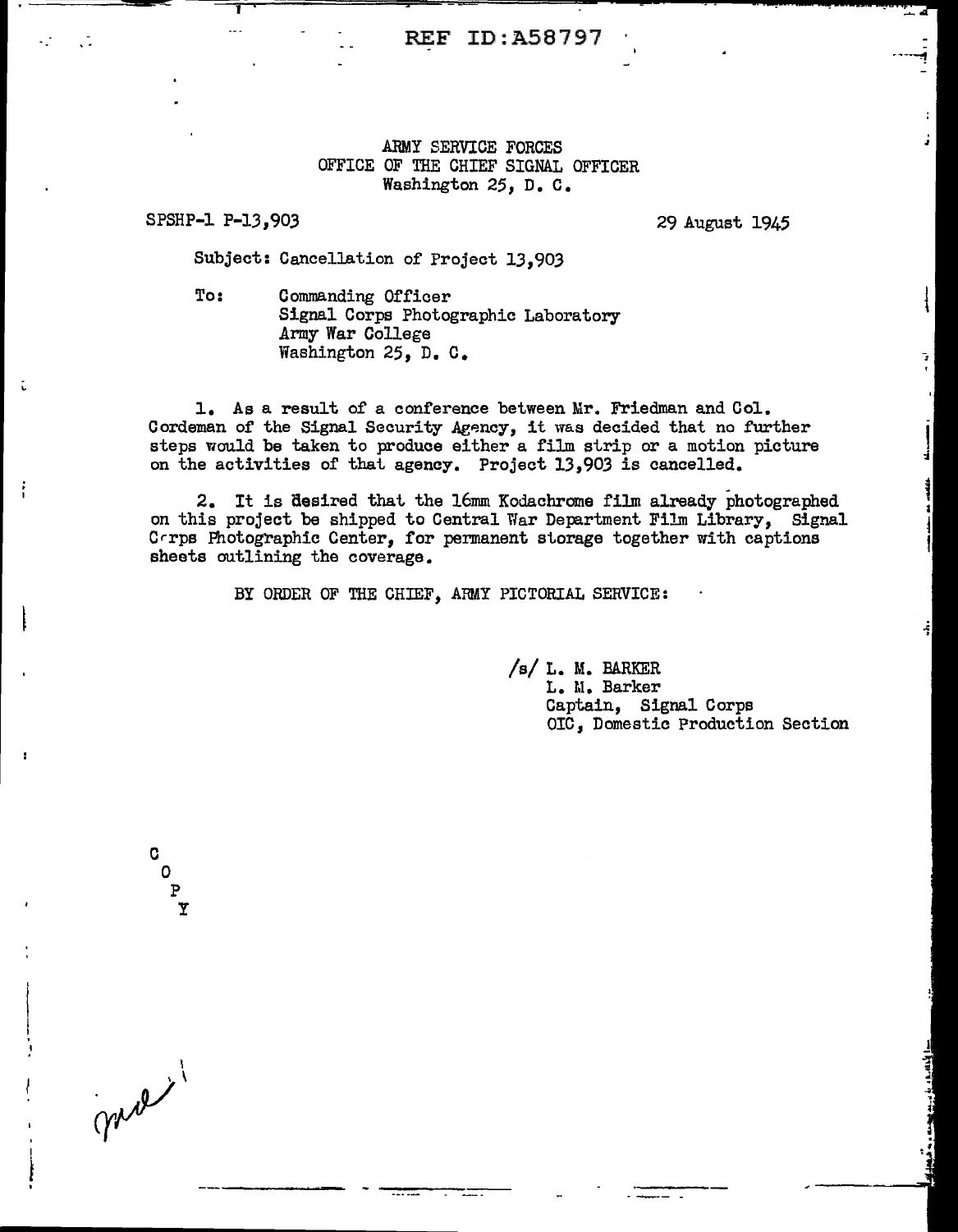REF ID:A58797

ARMY SERVICE FORCES
OFFICE OF THE CHIEF SIGNAL OFFICER
Washington 25, D. C.

SPSHP-1 P-13,903

29 August 1945

Subject: Cancellation of Project 13,903

To: Commanding Officer
Signal Corps Photographic Laboratory
Army War College
Washington 25, D. C.

1. As a result of a conference between Mr. Friedman and Col. Cordeman of the Signal Security Agency, it was decided that no further steps would be taken to produce either a film strip or a motion picture on the activities of that agency. Project 13,903 is cancelled.

2. It is desired that the 16mm Kodachrome film already photographed on this project be shipped to Central War Department Film Library, Signal Corps Photographic Center, for permanent storage together with captions sheets outlining the coverage.

BY ORDER OF THE CHIEF, ARMY PICTORIAL SERVICE:

/s/ L. M. BARKER
L. M. Barker
Captain, Signal Corps
OIC, Domestic Production Section

C
O
P
Y